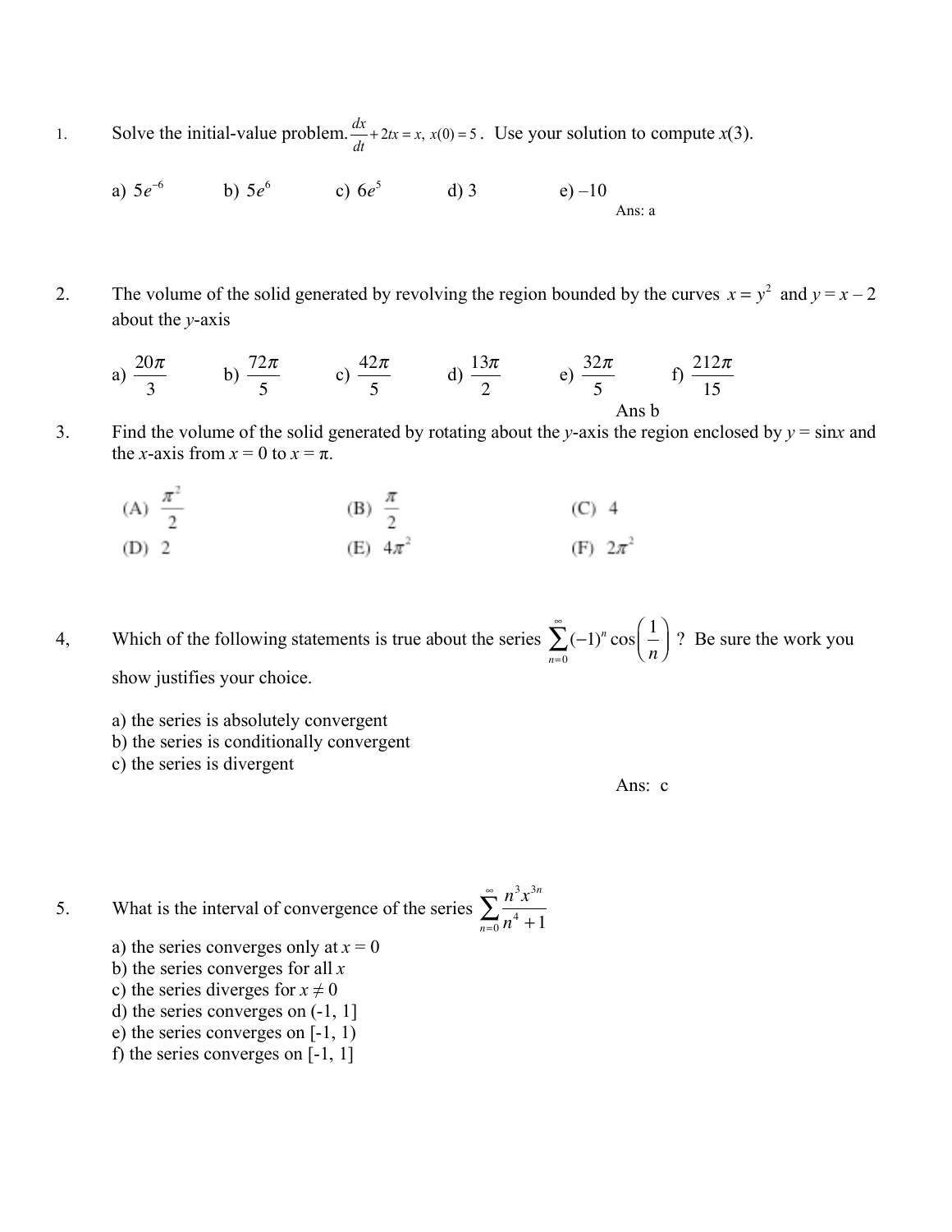1. Solve the initial-value problem. $\frac{dx}{dt} + 2tx = x,\ x(0) = 5$. Use your solution to compute $x(3)$.

   a) $5e^{-6}$ b) $5e^{6}$ c) $6e^{5}$ d) 3 e) $-10$

   Ans: a

2. The volume of the solid generated by revolving the region bounded by the curves $x = y^2$ and $y = x - 2$ about the $y$-axis

   a) $\frac{20\pi}{3}$ b) $\frac{72\pi}{5}$ c) $\frac{42\pi}{5}$ d) $\frac{13\pi}{2}$ e) $\frac{32\pi}{5}$ f) $\frac{212\pi}{15}$

   Ans b

3. Find the volume of the solid generated by rotating about the $y$-axis the region enclosed by $y = \sin x$ and the $x$-axis from $x = 0$ to $x = \pi$.

   (A) $\frac{\pi^2}{2}$ (B) $\frac{\pi}{2}$ (C) 4

   (D) 2 (E) $4\pi^2$ (F) $2\pi^2$

4, Which of the following statements is true about the series $\sum_{n=0}^{\infty} (-1)^n \cos\left(\frac{1}{n}\right)$? Be sure the work you show justifies your choice.

   a) the series is absolutely convergent
   b) the series is conditionally convergent
   c) the series is divergent

   Ans: c

5. What is the interval of convergence of the series $\sum_{n=0}^{\infty} \frac{n^3 x^{3n}}{n^4 + 1}$

   a) the series converges only at $x = 0$
   b) the series converges for all $x$
   c) the series diverges for $x \neq 0$
   d) the series converges on (-1, 1]
   e) the series converges on [-1, 1)
   f) the series converges on [-1, 1]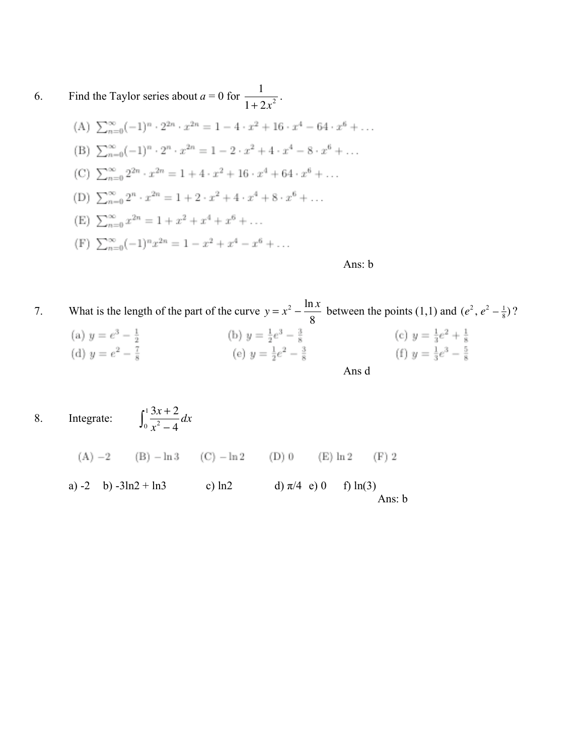6. Find the Taylor series about $a = 0$ for $\dfrac{1}{1+2x^2}$.

(A) $\sum_{n=0}^{\infty}(-1)^n \cdot 2^{2n} \cdot x^{2n} = 1 - 4 \cdot x^2 + 16 \cdot x^4 - 64 \cdot x^6 + \ldots$

(B) $\sum_{n=0}^{\infty}(-1)^n \cdot 2^{n} \cdot x^{2n} = 1 - 2 \cdot x^2 + 4 \cdot x^4 - 8 \cdot x^6 + \ldots$

(C) $\sum_{n=0}^{\infty} 2^{2n} \cdot x^{2n} = 1 + 4 \cdot x^2 + 16 \cdot x^4 + 64 \cdot x^6 + \ldots$

(D) $\sum_{n=0}^{\infty} 2^{n} \cdot x^{2n} = 1 + 2 \cdot x^2 + 4 \cdot x^4 + 8 \cdot x^6 + \ldots$

(E) $\sum_{n=0}^{\infty} x^{2n} = 1 + x^2 + x^4 + x^6 + \ldots$

(F) $\sum_{n=0}^{\infty}(-1)^n x^{2n} = 1 - x^2 + x^4 - x^6 + \ldots$

Ans: b

7. What is the length of the part of the curve $y = x^2 - \dfrac{\ln x}{8}$ between the points $(1,1)$ and $(e^2, e^2 - \frac{1}{8})$?

(a) $y = e^3 - \frac{1}{2}$ (b) $y = \frac{1}{2}e^3 - \frac{3}{8}$ (c) $y = \frac{1}{3}e^2 + \frac{1}{8}$

(d) $y = e^2 - \frac{7}{8}$ (e) $y = \frac{1}{2}e^2 - \frac{3}{8}$ (f) $y = \frac{1}{3}e^3 - \frac{5}{8}$

Ans d

8. Integrate: $\displaystyle\int_0^1 \frac{3x+2}{x^2-4}\,dx$

(A) $-2$ (B) $-\ln 3$ (C) $-\ln 2$ (D) $0$ (E) $\ln 2$ (F) $2$

a) -2 b) $-3\ln 2 + \ln 3$ c) $\ln 2$ d) $\pi/4$ e) 0 f) $\ln(3)$

Ans: b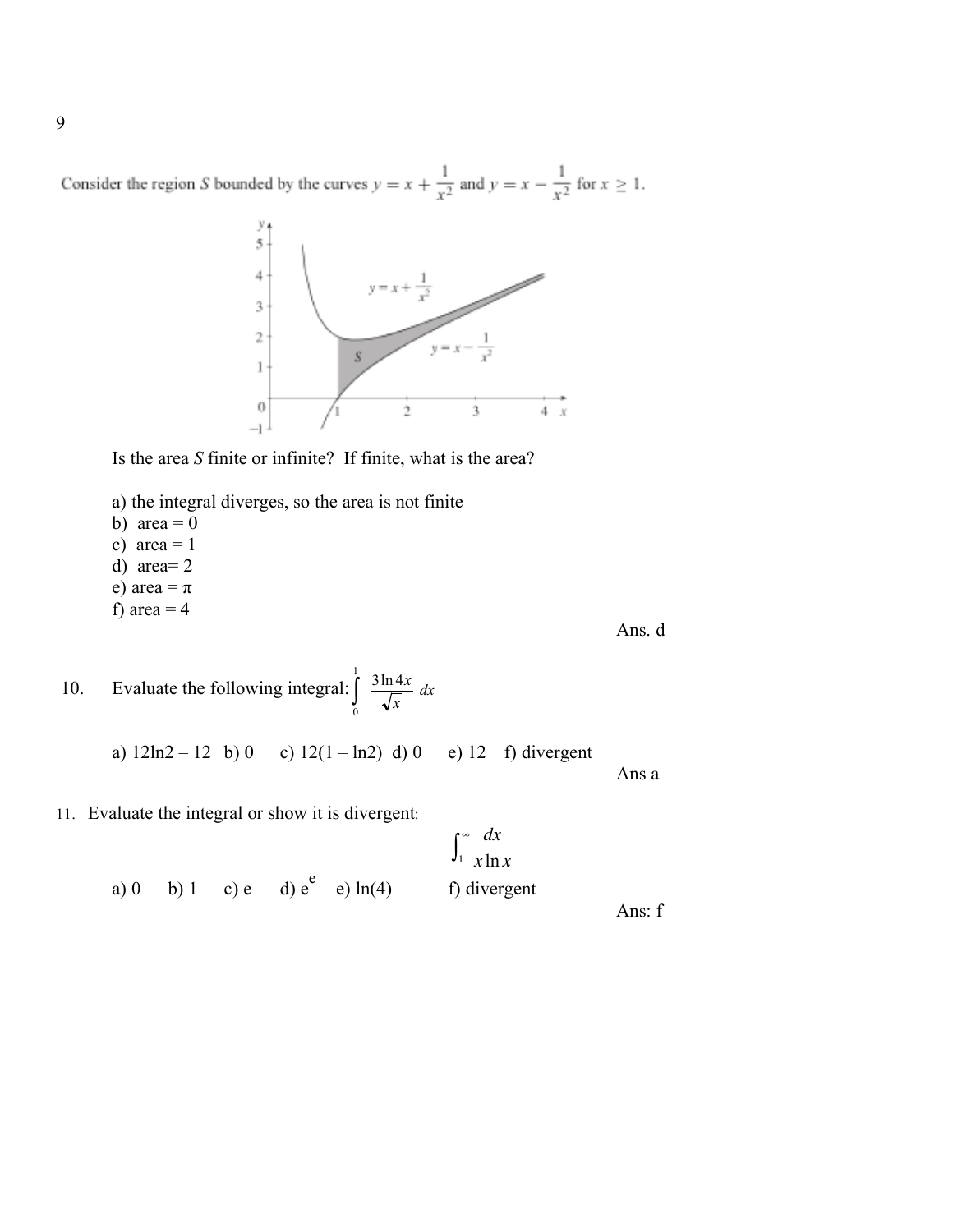9

Consider the region $S$ bounded by the curves $y = x + \frac{1}{x^2}$ and $y = x - \frac{1}{x^2}$ for $x \geq 1$.

Is the area $S$ finite or infinite? If finite, what is the area?

a) the integral diverges, so the area is not finite
b) area = 0
c) area = 1
d) area= 2
e) area = $\pi$
f) area = 4

Ans. d

10. Evaluate the following integral: $\int_0^1 \frac{3\ln 4x}{\sqrt{x}}\,dx$

a) $12\ln 2 - 12$  b) 0  c) $12(1 - \ln 2)$  d) 0  e) 12  f) divergent

Ans a

11. Evaluate the integral or show it is divergent:

$$\int_1^\infty \frac{dx}{x\ln x}$$

a) 0  b) 1  c) e  d) $e^e$  e) ln(4)  f) divergent

Ans: f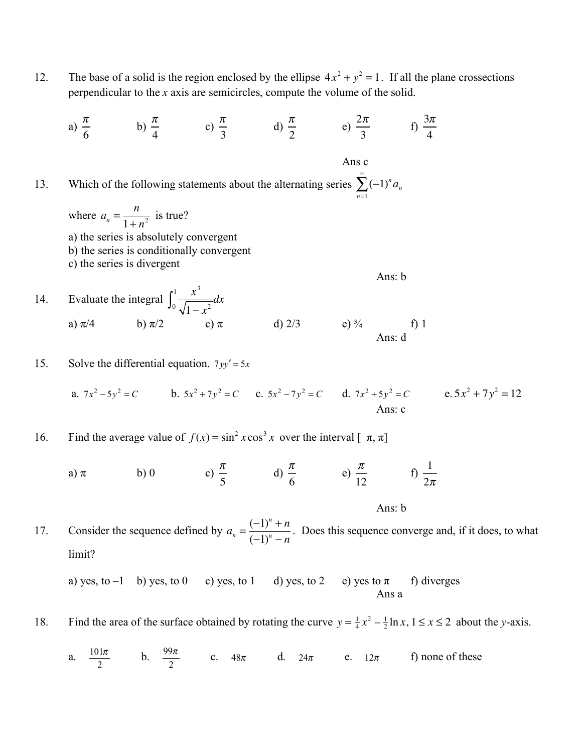12. The base of a solid is the region enclosed by the ellipse $4x^2 + y^2 = 1$. If all the plane crossections perpendicular to the $x$ axis are semicircles, compute the volume of the solid.

a) $\frac{\pi}{6}$ b) $\frac{\pi}{4}$ c) $\frac{\pi}{3}$ d) $\frac{\pi}{2}$ e) $\frac{2\pi}{3}$ f) $\frac{3\pi}{4}$

Ans c

13. Which of the following statements about the alternating series $\sum_{n=1}^{\infty}(-1)^n a_n$ where $a_n = \frac{n}{1+n^2}$ is true?

a) the series is absolutely convergent
b) the series is conditionally convergent
c) the series is divergent

Ans: b

14. Evaluate the integral $\int_0^1 \frac{x^3}{\sqrt{1-x^2}}dx$

a) π/4 b) π/2 c) π d) 2/3 e) ¾ f) 1

Ans: d

15. Solve the differential equation. $7yy' = 5x$

a. $7x^2 - 5y^2 = C$ b. $5x^2 + 7y^2 = C$ c. $5x^2 - 7y^2 = C$ d. $7x^2 + 5y^2 = C$ e. $5x^2 + 7y^2 = 12$

Ans: c

16. Find the average value of $f(x) = \sin^2 x \cos^3 x$ over the interval [–π, π]

a) π b) 0 c) $\frac{\pi}{5}$ d) $\frac{\pi}{6}$ e) $\frac{\pi}{12}$ f) $\frac{1}{2\pi}$

Ans: b

17. Consider the sequence defined by $a_n = \frac{(-1)^n + n}{(-1)^n - n}$. Does this sequence converge and, if it does, to what limit?

a) yes, to –1 b) yes, to 0 c) yes, to 1 d) yes, to 2 e) yes to π f) diverges

Ans a

18. Find the area of the surface obtained by rotating the curve $y = \frac{1}{4}x^2 - \frac{1}{2}\ln x, 1 \le x \le 2$ about the $y$-axis.

a. $\frac{101\pi}{2}$ b. $\frac{99\pi}{2}$ c. $48\pi$ d. $24\pi$ e. $12\pi$ f) none of these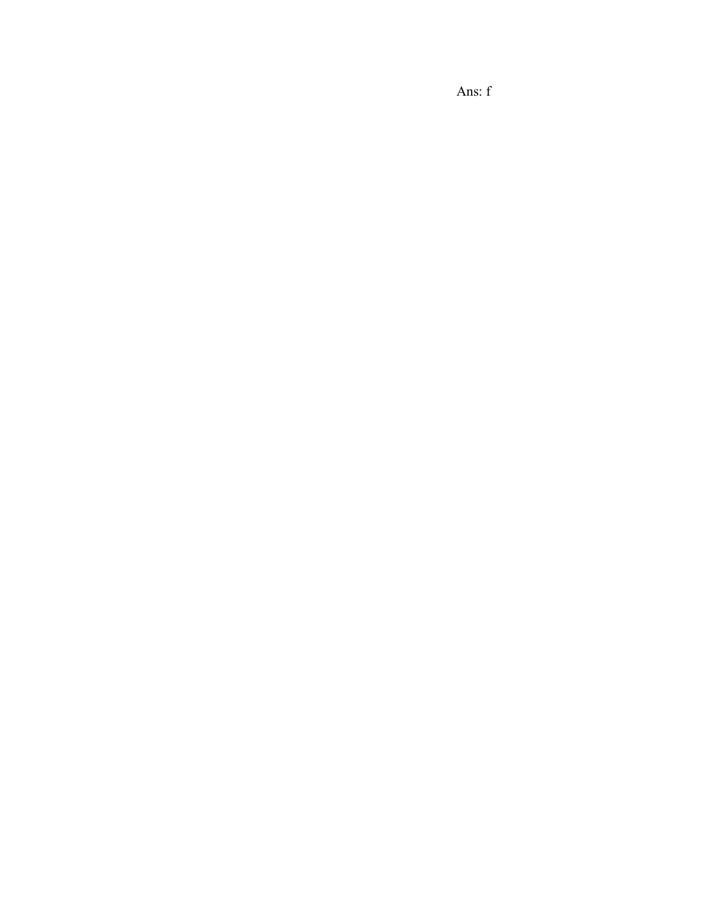Ans: f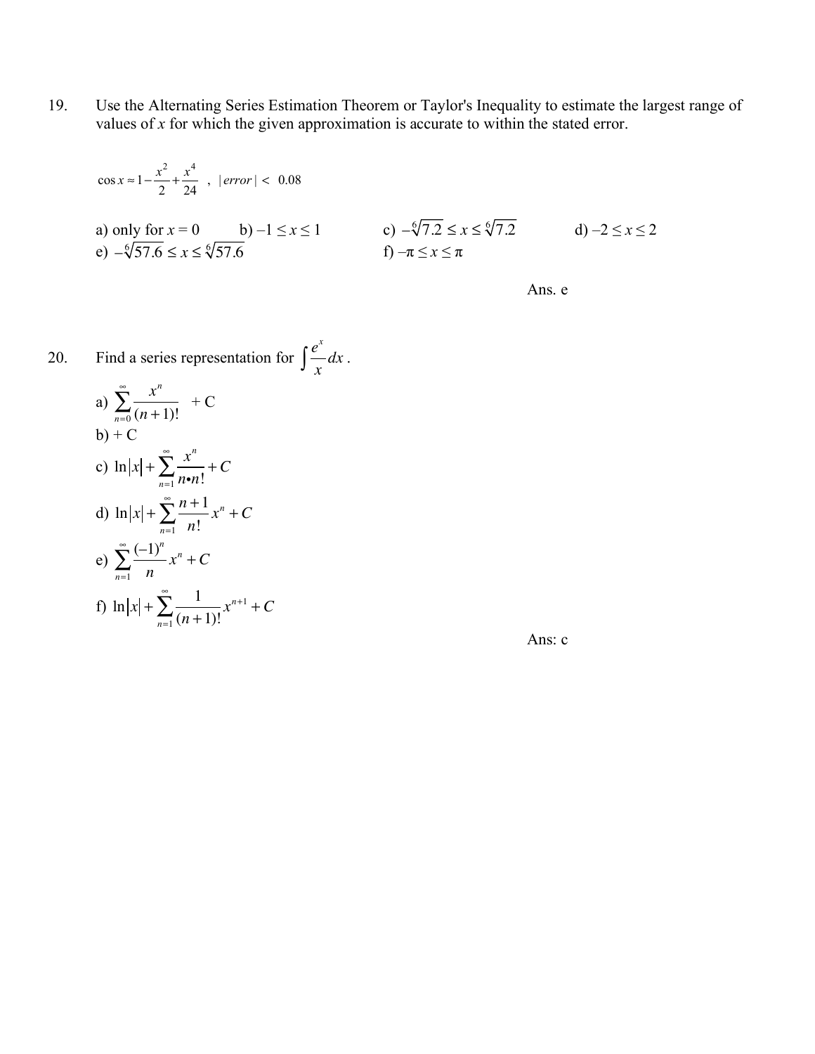19. Use the Alternating Series Estimation Theorem or Taylor's Inequality to estimate the largest range of values of $x$ for which the given approximation is accurate to within the stated error.

$$\cos x \approx 1 - \frac{x^2}{2} + \frac{x^4}{24} \quad , \ |error| < \ 0.08$$

a) only for $x = 0$ b) $-1 \le x \le 1$ c) $-\sqrt[6]{7.2} \le x \le \sqrt[6]{7.2}$ d) $-2 \le x \le 2$
e) $-\sqrt[6]{57.6} \le x \le \sqrt[6]{57.6}$ f) $-\pi \le x \le \pi$

Ans. e

20. Find a series representation for $\int \frac{e^x}{x} dx$.

a) $\sum_{n=0}^{\infty} \frac{x^n}{(n+1)!} + C$
b) + C
c) $\ln|x| + \sum_{n=1}^{\infty} \frac{x^n}{n \bullet n!} + C$
d) $\ln|x| + \sum_{n=1}^{\infty} \frac{n+1}{n!} x^n + C$
e) $\sum_{n=1}^{\infty} \frac{(-1)^n}{n} x^n + C$
f) $\ln|x| + \sum_{n=1}^{\infty} \frac{1}{(n+1)!} x^{n+1} + C$

Ans: c